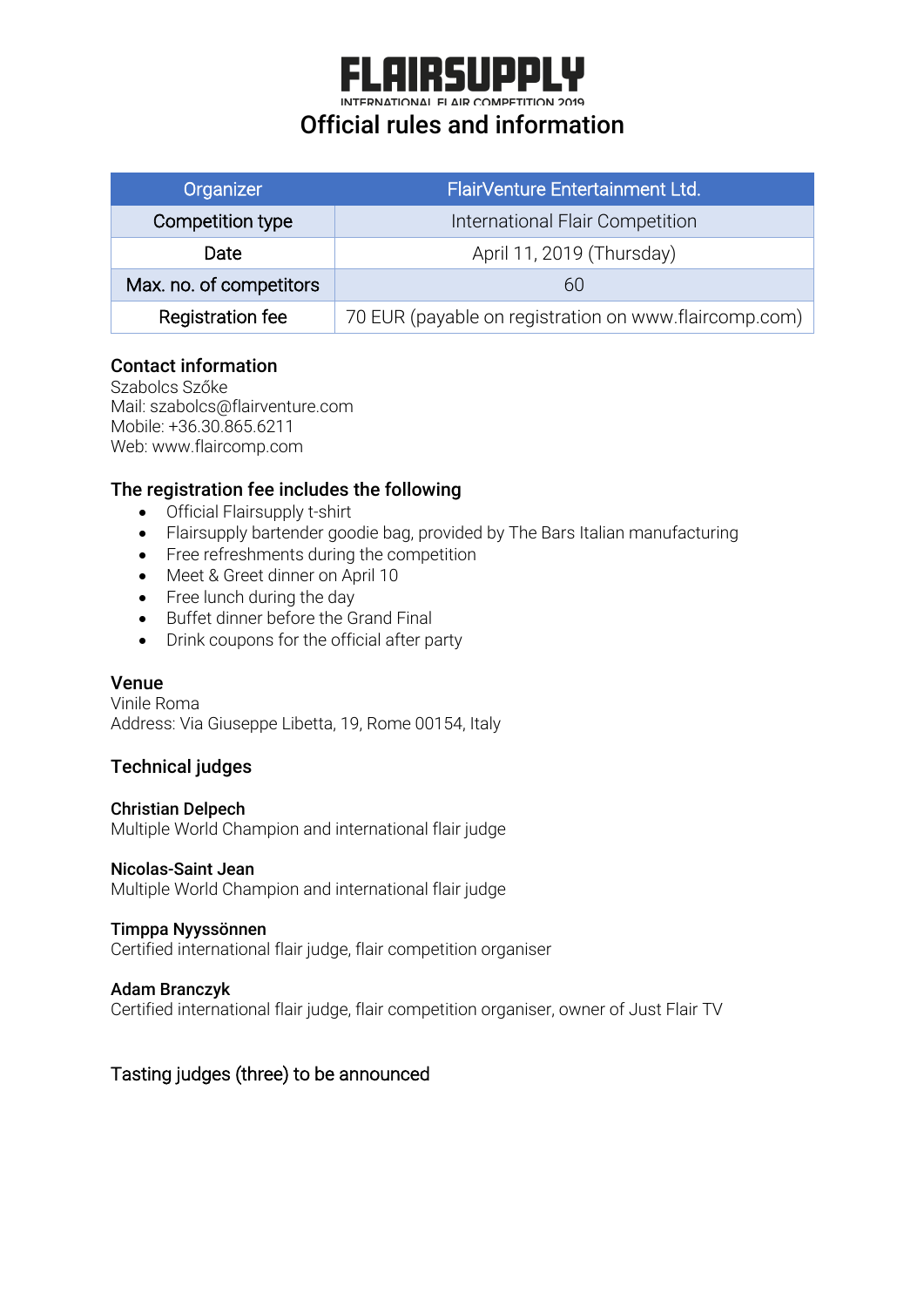# FLAIRSUPPLY

INTERNATIONAL FLAIR COMPETITION 2019

## Official rules and information

| Organizer | FlairVenture Entertainment Ltd. |
|---|---|
| Competition type | International Flair Competition |
| Date | April 11, 2019 (Thursday) |
| Max. no. of competitors | 60 |
| Registration fee | 70 EUR (payable on registration on www.flaircomp.com) |

### Contact information

Szabolcs Szőke
Mail: szabolcs@flairventure.com
Mobile: +36.30.865.6211
Web: www.flaircomp.com

### The registration fee includes the following

- Official Flairsupply t-shirt
- Flairsupply bartender goodie bag, provided by The Bars Italian manufacturing
- Free refreshments during the competition
- Meet & Greet dinner on April 10
- Free lunch during the day
- Buffet dinner before the Grand Final
- Drink coupons for the official after party

### Venue

Vinile Roma
Address: Via Giuseppe Libetta, 19, Rome 00154, Italy

### Technical judges

**Christian Delpech**
Multiple World Champion and international flair judge

**Nicolas-Saint Jean**
Multiple World Champion and international flair judge

**Timppa Nyyssönnen**
Certified international flair judge, flair competition organiser

**Adam Branczyk**
Certified international flair judge, flair competition organiser, owner of Just Flair TV

### Tasting judges (three) to be announced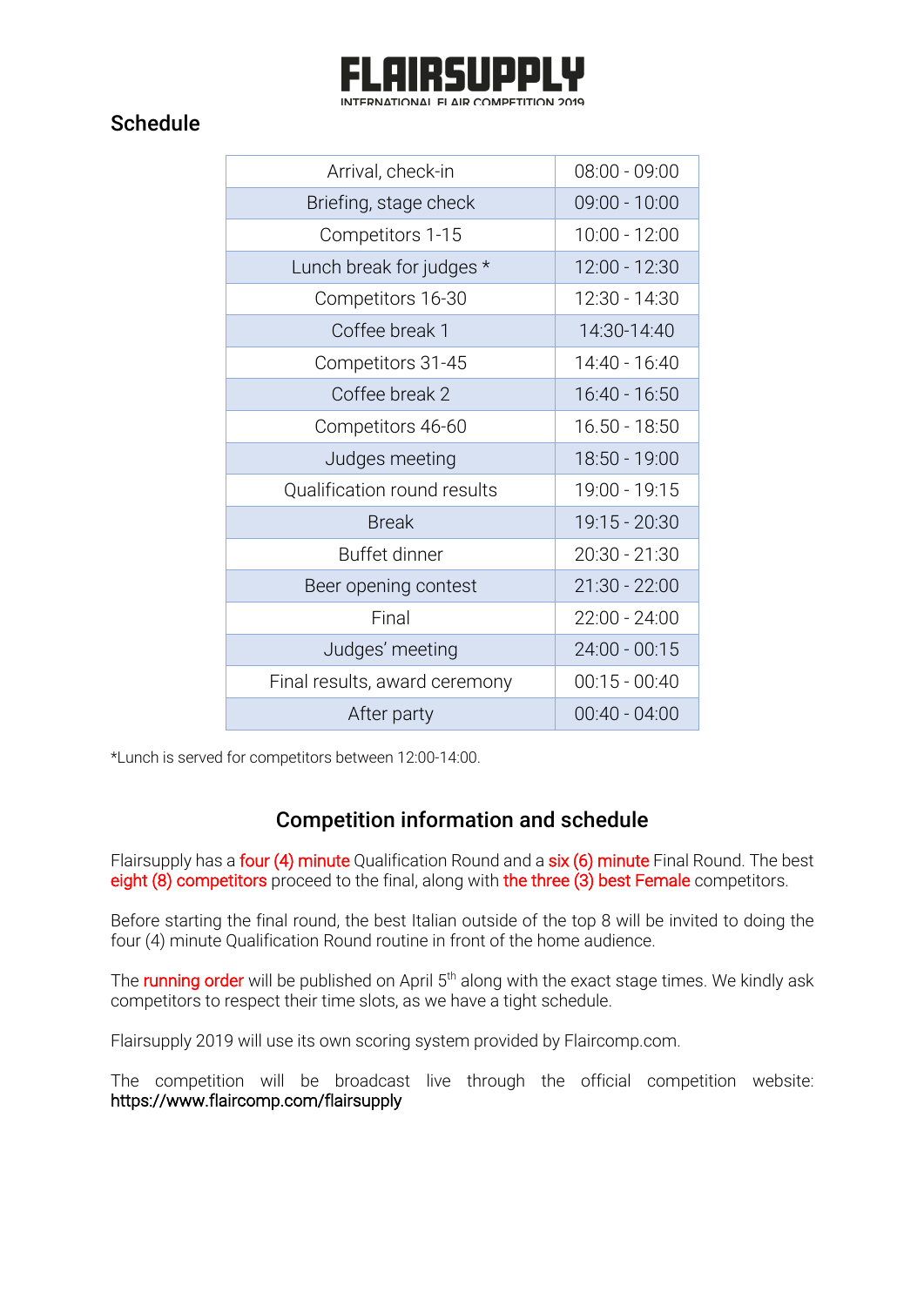# FLAIRSUPPLY

INTERNATIONAL FLAIR COMPETITION 2019

## Schedule

| Event | Time |
| --- | --- |
| Arrival, check-in | 08:00 - 09:00 |
| Briefing, stage check | 09:00 - 10:00 |
| Competitors 1-15 | 10:00 - 12:00 |
| Lunch break for judges * | 12:00 - 12:30 |
| Competitors 16-30 | 12:30 - 14:30 |
| Coffee break 1 | 14:30-14:40 |
| Competitors 31-45 | 14:40 - 16:40 |
| Coffee break 2 | 16:40 - 16:50 |
| Competitors 46-60 | 16.50 - 18:50 |
| Judges meeting | 18:50 - 19:00 |
| Qualification round results | 19:00 - 19:15 |
| Break | 19:15 - 20:30 |
| Buffet dinner | 20:30 - 21:30 |
| Beer opening contest | 21:30 - 22:00 |
| Final | 22:00 - 24:00 |
| Judges' meeting | 24:00 - 00:15 |
| Final results, award ceremony | 00:15 - 00:40 |
| After party | 00:40 - 04:00 |

*Lunch is served for competitors between 12:00-14:00.

## Competition information and schedule

Flairsupply has a four (4) minute Qualification Round and a six (6) minute Final Round. The best eight (8) competitors proceed to the final, along with the three (3) best Female competitors.

Before starting the final round, the best Italian outside of the top 8 will be invited to doing the four (4) minute Qualification Round routine in front of the home audience.

The running order will be published on April 5th along with the exact stage times. We kindly ask competitors to respect their time slots, as we have a tight schedule.

Flairsupply 2019 will use its own scoring system provided by Flaircomp.com.

The competition will be broadcast live through the official competition website: https://www.flaircomp.com/flairsupply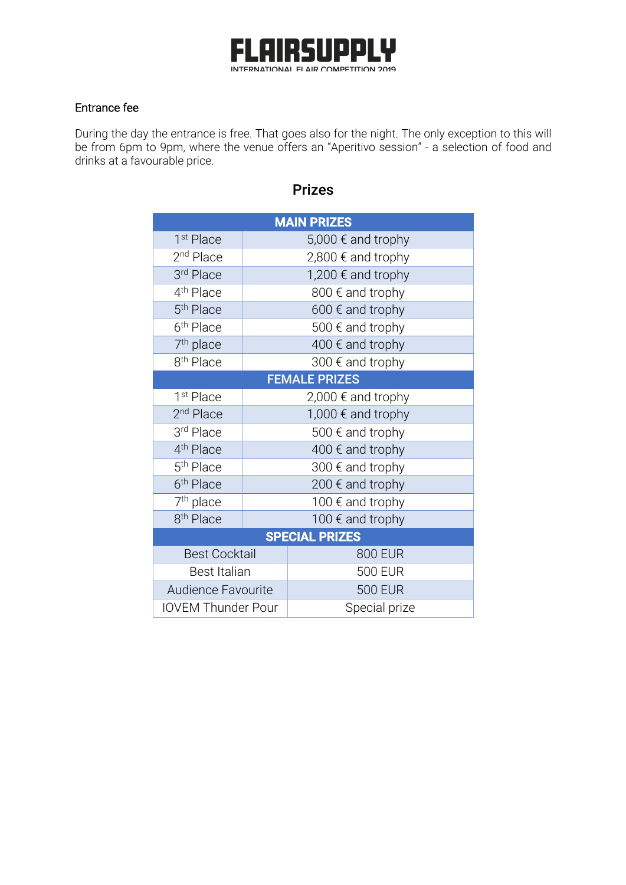## Entrance fee

During the day the entrance is free. That goes also for the night. The only exception to this will be from 6pm to 9pm, where the venue offers an "Aperitivo session" - a selection of food and drinks at a favourable price.

## Prizes

| MAIN PRIZES | |
|---|---|
| 1st Place | 5,000 € and trophy |
| 2nd Place | 2,800 € and trophy |
| 3rd Place | 1,200 € and trophy |
| 4th Place | 800 € and trophy |
| 5th Place | 600 € and trophy |
| 6th Place | 500 € and trophy |
| 7th place | 400 € and trophy |
| 8th Place | 300 € and trophy |
| **FEMALE PRIZES** | |
| 1st Place | 2,000 € and trophy |
| 2nd Place | 1,000 € and trophy |
| 3rd Place | 500 € and trophy |
| 4th Place | 400 € and trophy |
| 5th Place | 300 € and trophy |
| 6th Place | 200 € and trophy |
| 7th place | 100 € and trophy |
| 8th Place | 100 € and trophy |
| **SPECIAL PRIZES** | |
| Best Cocktail | 800 EUR |
| Best Italian | 500 EUR |
| Audience Favourite | 500 EUR |
| IOVEM Thunder Pour | Special prize |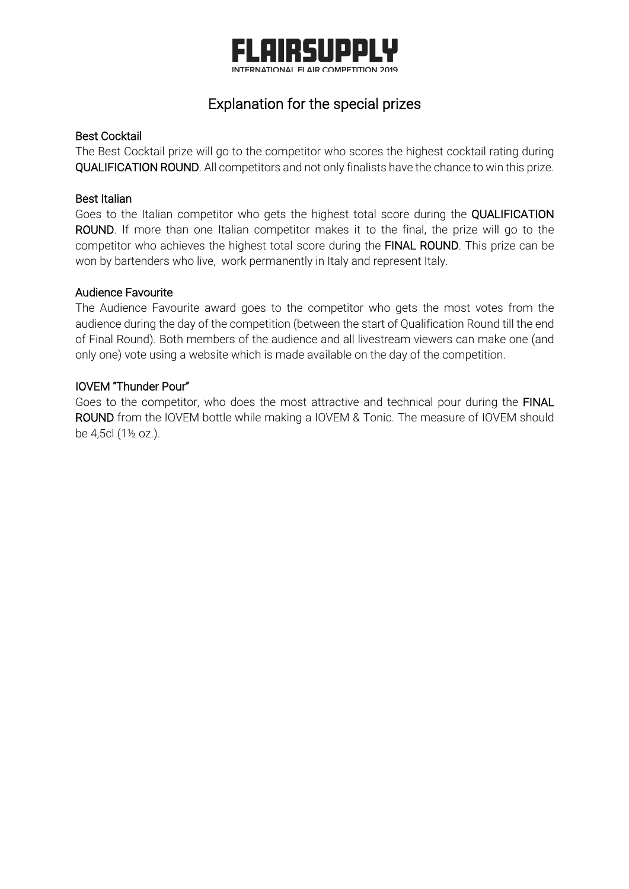# FLAIRSUPPLY

INTERNATIONAL FLAIR COMPETITION 2019

## Explanation for the special prizes

### Best Cocktail

The Best Cocktail prize will go to the competitor who scores the highest cocktail rating during **QUALIFICATION ROUND**. All competitors and not only finalists have the chance to win this prize.

### Best Italian

Goes to the Italian competitor who gets the highest total score during the **QUALIFICATION ROUND**. If more than one Italian competitor makes it to the final, the prize will go to the competitor who achieves the highest total score during the **FINAL ROUND**. This prize can be won by bartenders who live, work permanently in Italy and represent Italy.

### Audience Favourite

The Audience Favourite award goes to the competitor who gets the most votes from the audience during the day of the competition (between the start of Qualification Round till the end of Final Round). Both members of the audience and all livestream viewers can make one (and only one) vote using a website which is made available on the day of the competition.

### IOVEM "Thunder Pour"

Goes to the competitor, who does the most attractive and technical pour during the **FINAL ROUND** from the IOVEM bottle while making a IOVEM & Tonic. The measure of IOVEM should be 4,5cl (1½ oz.).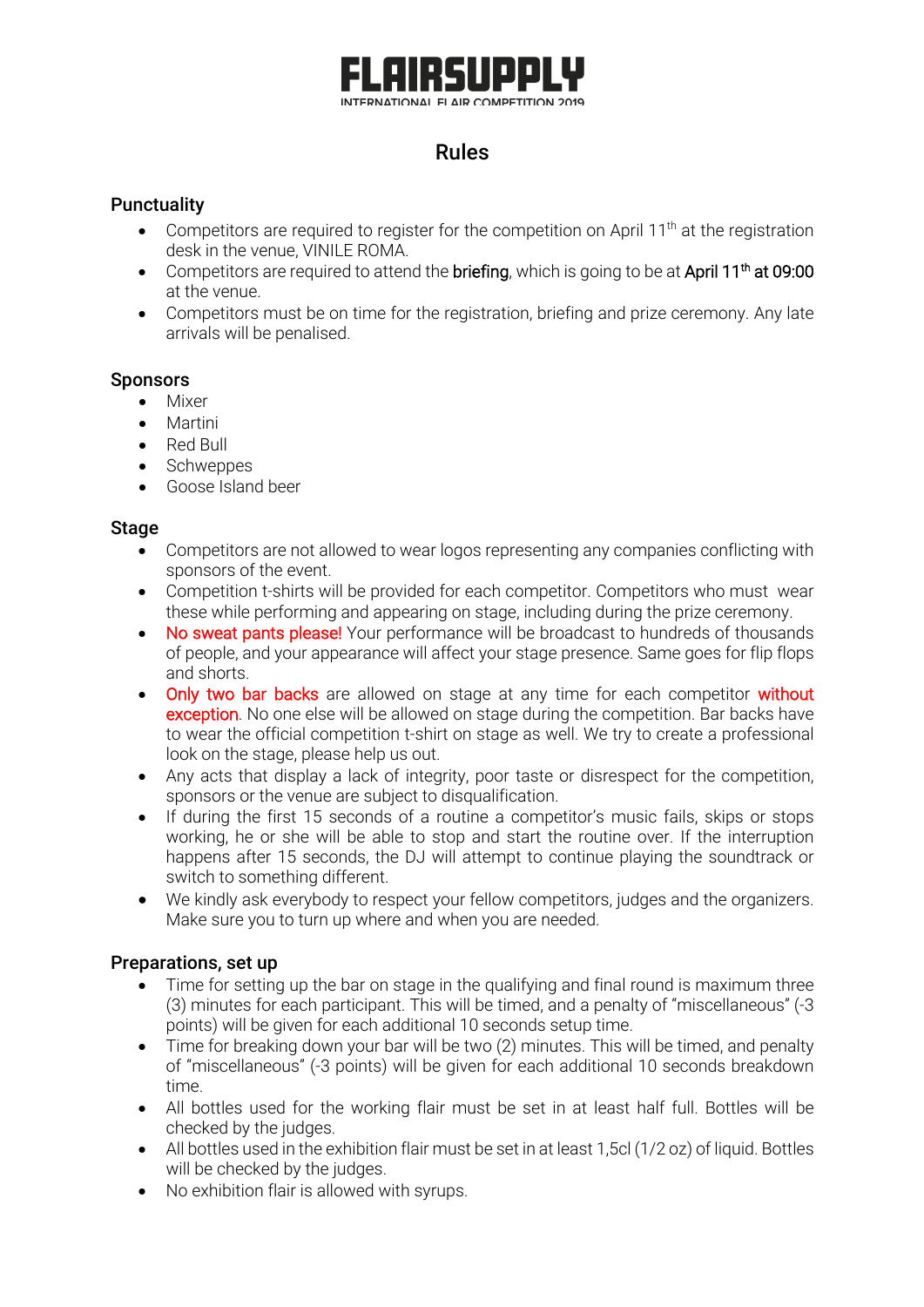# FLAIRSUPPLY

INTERNATIONAL FLAIR COMPETITION 2019

## Rules

### Punctuality

- Competitors are required to register for the competition on April 11th at the registration desk in the venue, VINILE ROMA.
- Competitors are required to attend the **briefing**, which is going to be at **April 11th at 09:00** at the venue.
- Competitors must be on time for the registration, briefing and prize ceremony. Any late arrivals will be penalised.

### Sponsors

- Mixer
- Martini
- Red Bull
- Schweppes
- Goose Island beer

### Stage

- Competitors are not allowed to wear logos representing any companies conflicting with sponsors of the event.
- Competition t-shirts will be provided for each competitor. Competitors who must wear these while performing and appearing on stage, including during the prize ceremony.
- No sweat pants please! Your performance will be broadcast to hundreds of thousands of people, and your appearance will affect your stage presence. Same goes for flip flops and shorts.
- Only two bar backs are allowed on stage at any time for each competitor without exception. No one else will be allowed on stage during the competition. Bar backs have to wear the official competition t-shirt on stage as well. We try to create a professional look on the stage, please help us out.
- Any acts that display a lack of integrity, poor taste or disrespect for the competition, sponsors or the venue are subject to disqualification.
- If during the first 15 seconds of a routine a competitor's music fails, skips or stops working, he or she will be able to stop and start the routine over. If the interruption happens after 15 seconds, the DJ will attempt to continue playing the soundtrack or switch to something different.
- We kindly ask everybody to respect your fellow competitors, judges and the organizers. Make sure you to turn up where and when you are needed.

### Preparations, set up

- Time for setting up the bar on stage in the qualifying and final round is maximum three (3) minutes for each participant. This will be timed, and a penalty of "miscellaneous" (-3 points) will be given for each additional 10 seconds setup time.
- Time for breaking down your bar will be two (2) minutes. This will be timed, and penalty of "miscellaneous" (-3 points) will be given for each additional 10 seconds breakdown time.
- All bottles used for the working flair must be set in at least half full. Bottles will be checked by the judges.
- All bottles used in the exhibition flair must be set in at least 1,5cl (1/2 oz) of liquid. Bottles will be checked by the judges.
- No exhibition flair is allowed with syrups.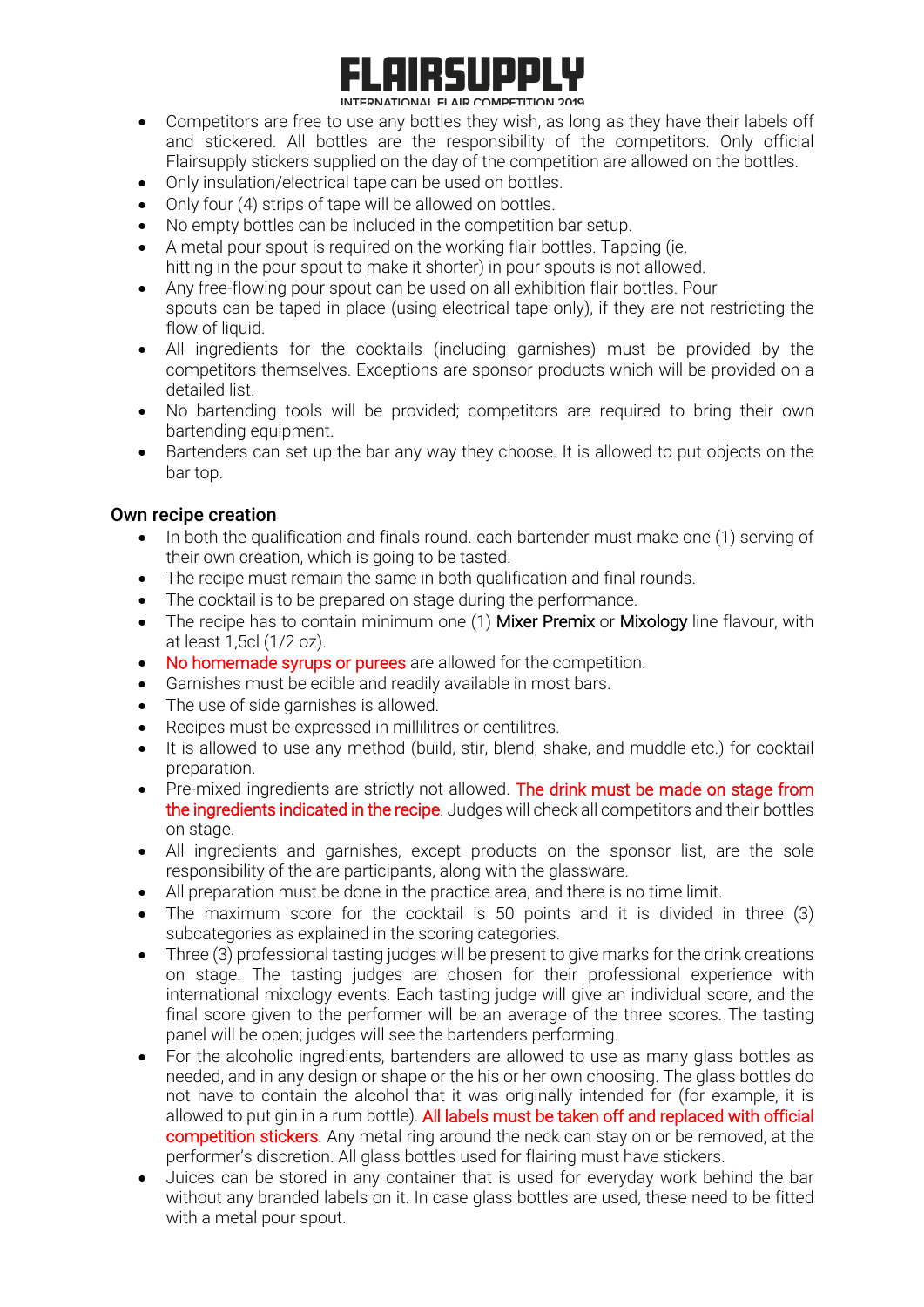- Competitors are free to use any bottles they wish, as long as they have their labels off and stickered. All bottles are the responsibility of the competitors. Only official Flairsupply stickers supplied on the day of the competition are allowed on the bottles.
- Only insulation/electrical tape can be used on bottles.
- Only four (4) strips of tape will be allowed on bottles.
- No empty bottles can be included in the competition bar setup.
- A metal pour spout is required on the working flair bottles. Tapping (ie. hitting in the pour spout to make it shorter) in pour spouts is not allowed.
- Any free-flowing pour spout can be used on all exhibition flair bottles. Pour spouts can be taped in place (using electrical tape only), if they are not restricting the flow of liquid.
- All ingredients for the cocktails (including garnishes) must be provided by the competitors themselves. Exceptions are sponsor products which will be provided on a detailed list.
- No bartending tools will be provided; competitors are required to bring their own bartending equipment.
- Bartenders can set up the bar any way they choose. It is allowed to put objects on the bar top.

### Own recipe creation

- In both the qualification and finals round. each bartender must make one (1) serving of their own creation, which is going to be tasted.
- The recipe must remain the same in both qualification and final rounds.
- The cocktail is to be prepared on stage during the performance.
- The recipe has to contain minimum one (1) Mixer Premix or Mixology line flavour, with at least 1,5cl (1/2 oz).
- No homemade syrups or purees are allowed for the competition.
- Garnishes must be edible and readily available in most bars.
- The use of side garnishes is allowed.
- Recipes must be expressed in millilitres or centilitres.
- It is allowed to use any method (build, stir, blend, shake, and muddle etc.) for cocktail preparation.
- Pre-mixed ingredients are strictly not allowed. The drink must be made on stage from the ingredients indicated in the recipe. Judges will check all competitors and their bottles on stage.
- All ingredients and garnishes, except products on the sponsor list, are the sole responsibility of the are participants, along with the glassware.
- All preparation must be done in the practice area, and there is no time limit.
- The maximum score for the cocktail is 50 points and it is divided in three (3) subcategories as explained in the scoring categories.
- Three (3) professional tasting judges will be present to give marks for the drink creations on stage. The tasting judges are chosen for their professional experience with international mixology events. Each tasting judge will give an individual score, and the final score given to the performer will be an average of the three scores. The tasting panel will be open; judges will see the bartenders performing.
- For the alcoholic ingredients, bartenders are allowed to use as many glass bottles as needed, and in any design or shape or the his or her own choosing. The glass bottles do not have to contain the alcohol that it was originally intended for (for example, it is allowed to put gin in a rum bottle). All labels must be taken off and replaced with official competition stickers. Any metal ring around the neck can stay on or be removed, at the performer's discretion. All glass bottles used for flairing must have stickers.
- Juices can be stored in any container that is used for everyday work behind the bar without any branded labels on it. In case glass bottles are used, these need to be fitted with a metal pour spout.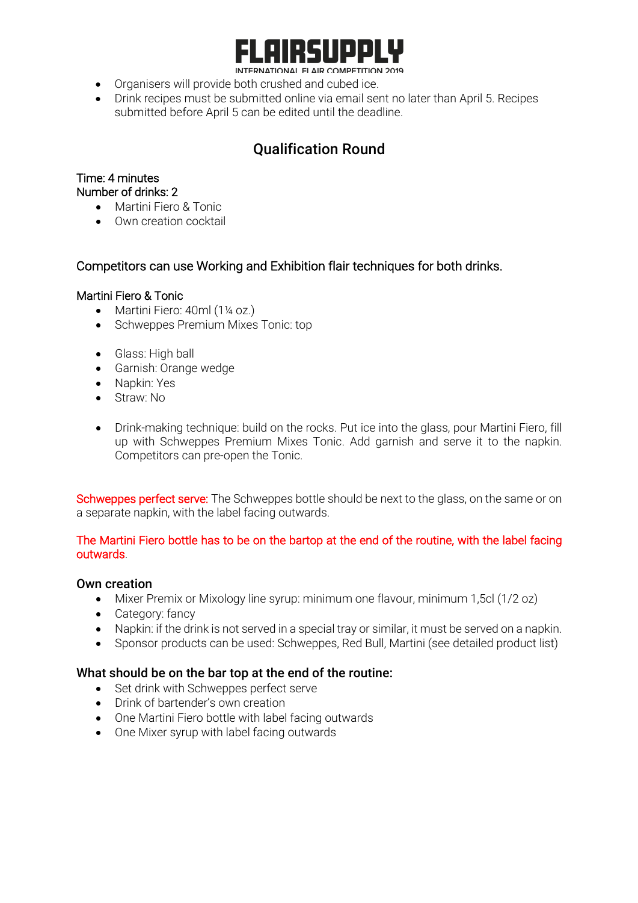- Organisers will provide both crushed and cubed ice.
- Drink recipes must be submitted online via email sent no later than April 5. Recipes submitted before April 5 can be edited until the deadline.

## Qualification Round

Time: 4 minutes
Number of drinks: 2

- Martini Fiero & Tonic
- Own creation cocktail

Competitors can use Working and Exhibition flair techniques for both drinks.

Martini Fiero & Tonic

- Martini Fiero: 40ml (1¼ oz.)
- Schweppes Premium Mixes Tonic: top

- Glass: High ball
- Garnish: Orange wedge
- Napkin: Yes
- Straw: No

- Drink-making technique: build on the rocks. Put ice into the glass, pour Martini Fiero, fill up with Schweppes Premium Mixes Tonic. Add garnish and serve it to the napkin. Competitors can pre-open the Tonic.

Schweppes perfect serve: The Schweppes bottle should be next to the glass, on the same or on a separate napkin, with the label facing outwards.

The Martini Fiero bottle has to be on the bartop at the end of the routine, with the label facing outwards.

### Own creation

- Mixer Premix or Mixology line syrup: minimum one flavour, minimum 1,5cl (1/2 oz)
- Category: fancy
- Napkin: if the drink is not served in a special tray or similar, it must be served on a napkin.
- Sponsor products can be used: Schweppes, Red Bull, Martini (see detailed product list)

### What should be on the bar top at the end of the routine:

- Set drink with Schweppes perfect serve
- Drink of bartender's own creation
- One Martini Fiero bottle with label facing outwards
- One Mixer syrup with label facing outwards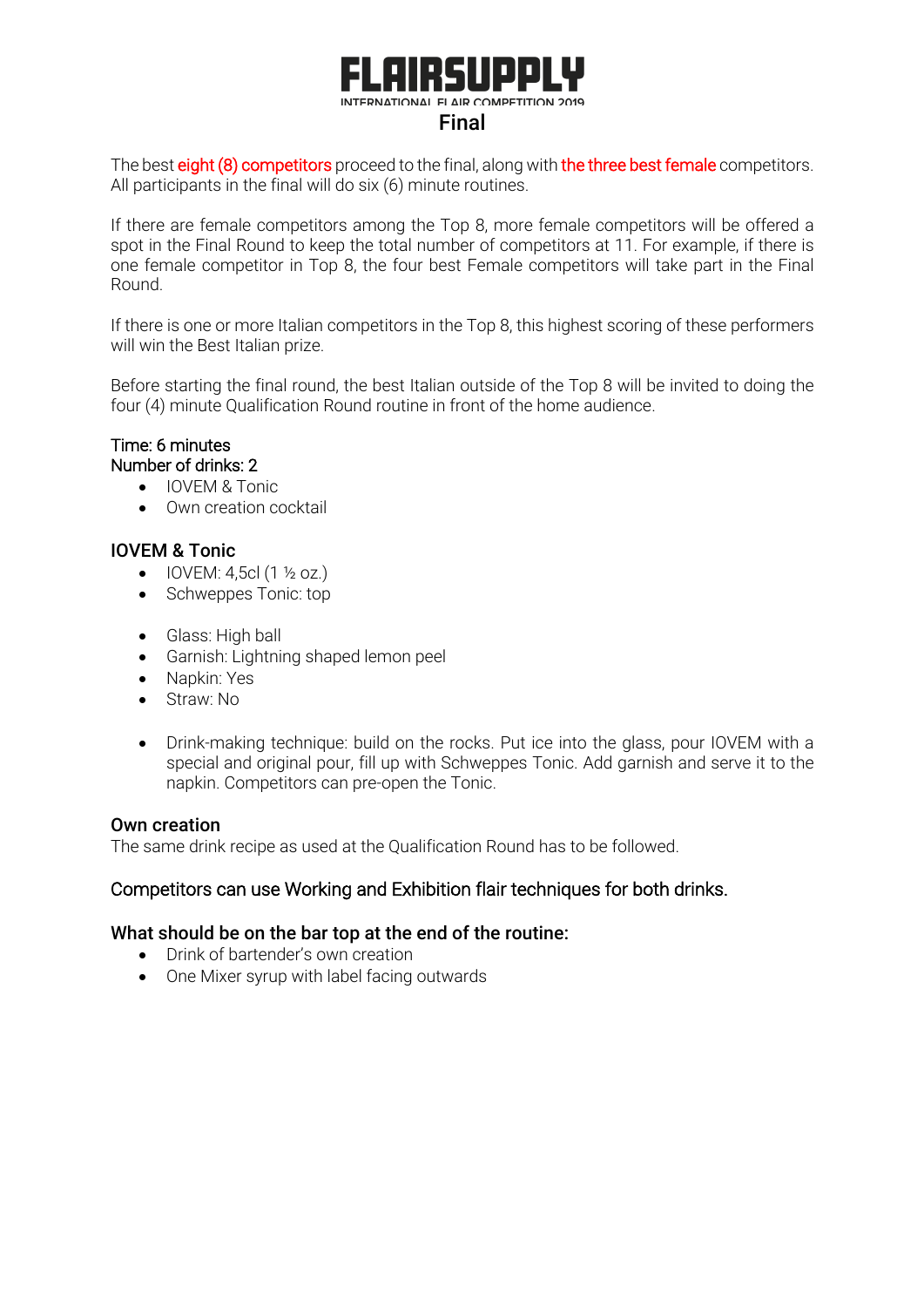# Final

The best eight (8) competitors proceed to the final, along with the three best female competitors. All participants in the final will do six (6) minute routines.

If there are female competitors among the Top 8, more female competitors will be offered a spot in the Final Round to keep the total number of competitors at 11. For example, if there is one female competitor in Top 8, the four best Female competitors will take part in the Final Round.

If there is one or more Italian competitors in the Top 8, this highest scoring of these performers will win the Best Italian prize.

Before starting the final round, the best Italian outside of the Top 8 will be invited to doing the four (4) minute Qualification Round routine in front of the home audience.

Time: 6 minutes
Number of drinks: 2

- IOVEM & Tonic
- Own creation cocktail

## IOVEM & Tonic

- IOVEM: 4,5cl (1 ½ oz.)
- Schweppes Tonic: top

- Glass: High ball
- Garnish: Lightning shaped lemon peel
- Napkin: Yes
- Straw: No

- Drink-making technique: build on the rocks. Put ice into the glass, pour IOVEM with a special and original pour, fill up with Schweppes Tonic. Add garnish and serve it to the napkin. Competitors can pre-open the Tonic.

## Own creation

The same drink recipe as used at the Qualification Round has to be followed.

### Competitors can use Working and Exhibition flair techniques for both drinks.

### What should be on the bar top at the end of the routine:

- Drink of bartender's own creation
- One Mixer syrup with label facing outwards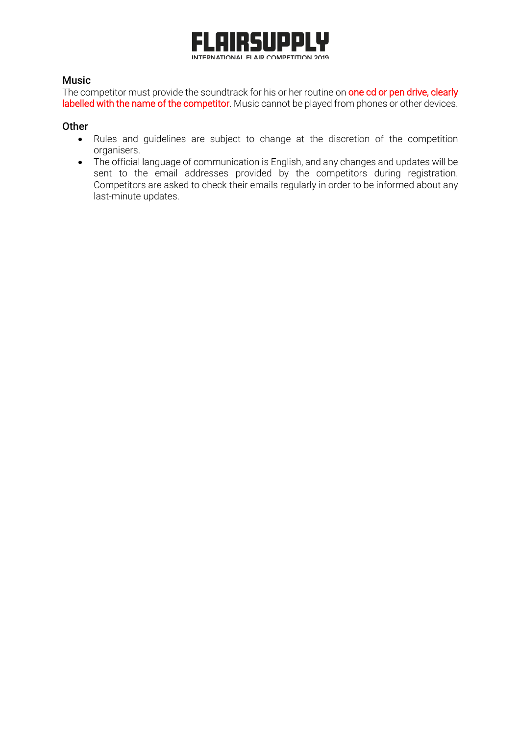## Music

The competitor must provide the soundtrack for his or her routine on one cd or pen drive, clearly labelled with the name of the competitor. Music cannot be played from phones or other devices.

## Other

- Rules and guidelines are subject to change at the discretion of the competition organisers.
- The official language of communication is English, and any changes and updates will be sent to the email addresses provided by the competitors during registration. Competitors are asked to check their emails regularly in order to be informed about any last-minute updates.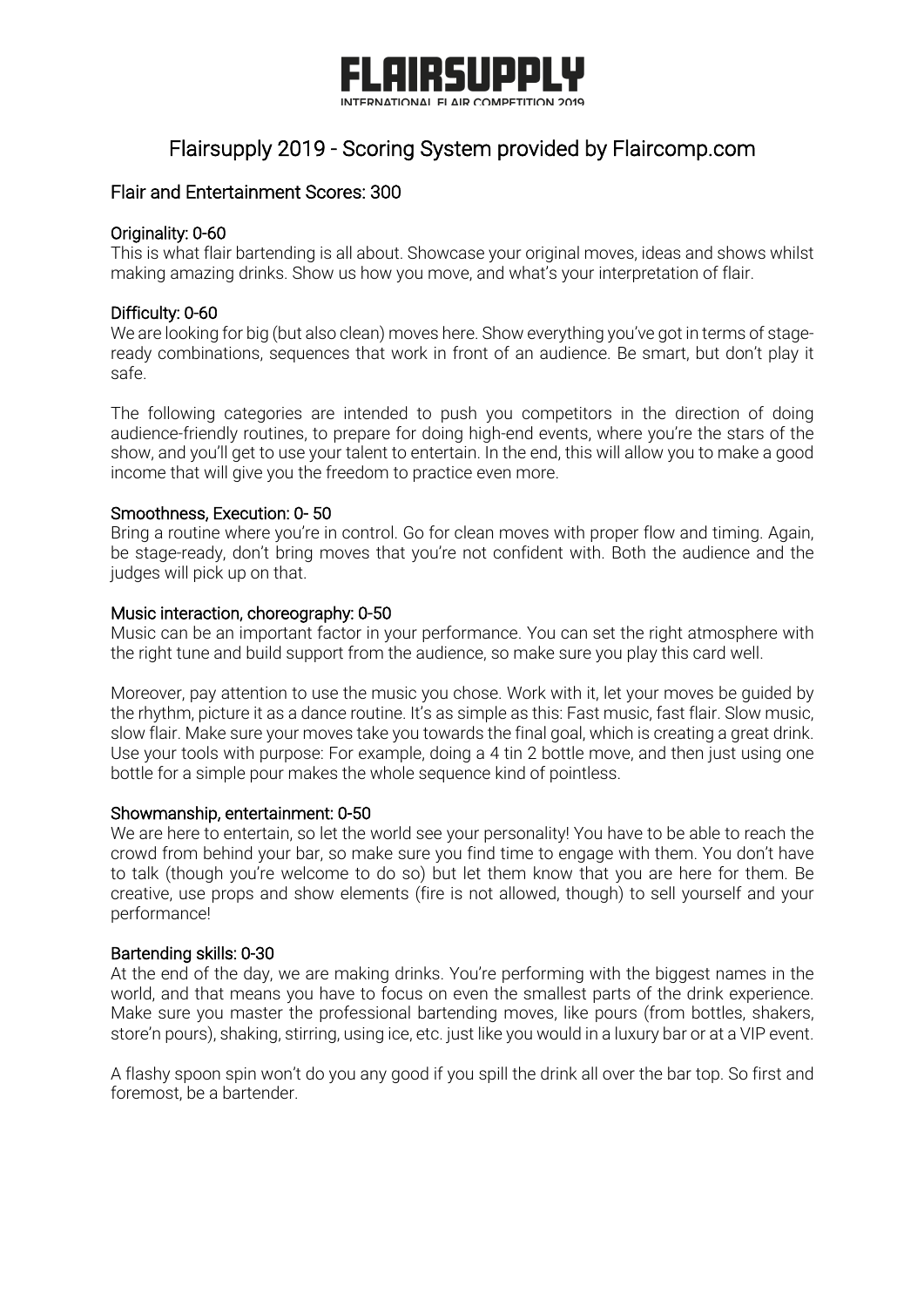# FLAIRSUPPLY

INTERNATIONAL FLAIR COMPETITION 2019

## Flairsupply 2019 - Scoring System provided by Flaircomp.com

### Flair and Entertainment Scores: 300

#### Originality: 0-60

This is what flair bartending is all about. Showcase your original moves, ideas and shows whilst making amazing drinks. Show us how you move, and what's your interpretation of flair.

#### Difficulty: 0-60

We are looking for big (but also clean) moves here. Show everything you've got in terms of stage-ready combinations, sequences that work in front of an audience. Be smart, but don't play it safe.

The following categories are intended to push you competitors in the direction of doing audience-friendly routines, to prepare for doing high-end events, where you're the stars of the show, and you'll get to use your talent to entertain. In the end, this will allow you to make a good income that will give you the freedom to practice even more.

#### Smoothness, Execution: 0- 50

Bring a routine where you're in control. Go for clean moves with proper flow and timing. Again, be stage-ready, don't bring moves that you're not confident with. Both the audience and the judges will pick up on that.

#### Music interaction, choreography: 0-50

Music can be an important factor in your performance. You can set the right atmosphere with the right tune and build support from the audience, so make sure you play this card well.

Moreover, pay attention to use the music you chose. Work with it, let your moves be guided by the rhythm, picture it as a dance routine. It's as simple as this: Fast music, fast flair. Slow music, slow flair. Make sure your moves take you towards the final goal, which is creating a great drink. Use your tools with purpose: For example, doing a 4 tin 2 bottle move, and then just using one bottle for a simple pour makes the whole sequence kind of pointless.

#### Showmanship, entertainment: 0-50

We are here to entertain, so let the world see your personality! You have to be able to reach the crowd from behind your bar, so make sure you find time to engage with them. You don't have to talk (though you're welcome to do so) but let them know that you are here for them. Be creative, use props and show elements (fire is not allowed, though) to sell yourself and your performance!

#### Bartending skills: 0-30

At the end of the day, we are making drinks. You're performing with the biggest names in the world, and that means you have to focus on even the smallest parts of the drink experience. Make sure you master the professional bartending moves, like pours (from bottles, shakers, store'n pours), shaking, stirring, using ice, etc. just like you would in a luxury bar or at a VIP event.

A flashy spoon spin won't do you any good if you spill the drink all over the bar top. So first and foremost, be a bartender.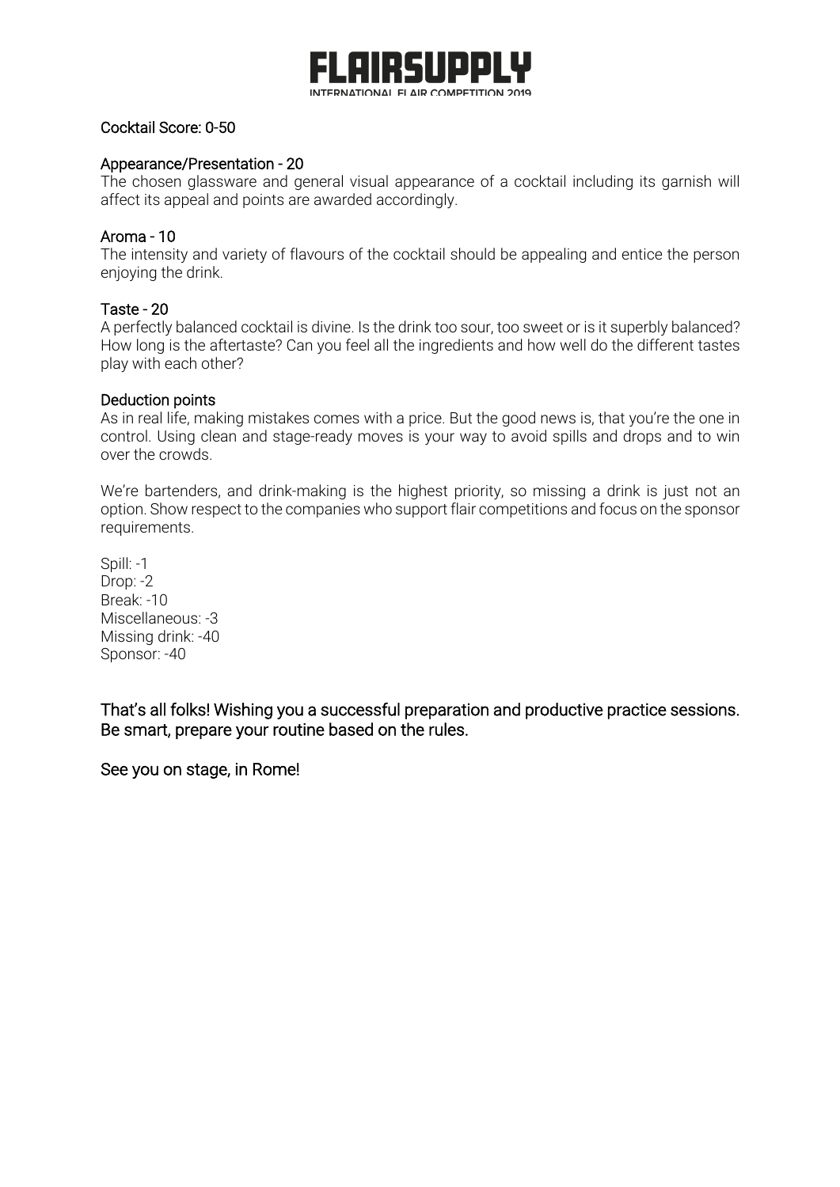### Cocktail Score: 0-50

#### Appearance/Presentation - 20

The chosen glassware and general visual appearance of a cocktail including its garnish will affect its appeal and points are awarded accordingly.

#### Aroma - 10

The intensity and variety of flavours of the cocktail should be appealing and entice the person enjoying the drink.

#### Taste - 20

A perfectly balanced cocktail is divine. Is the drink too sour, too sweet or is it superbly balanced? How long is the aftertaste? Can you feel all the ingredients and how well do the different tastes play with each other?

#### Deduction points

As in real life, making mistakes comes with a price. But the good news is, that you're the one in control. Using clean and stage-ready moves is your way to avoid spills and drops and to win over the crowds.

We're bartenders, and drink-making is the highest priority, so missing a drink is just not an option. Show respect to the companies who support flair competitions and focus on the sponsor requirements.

Spill: -1
Drop: -2
Break: -10
Miscellaneous: -3
Missing drink: -40
Sponsor: -40

That's all folks! Wishing you a successful preparation and productive practice sessions. Be smart, prepare your routine based on the rules.

See you on stage, in Rome!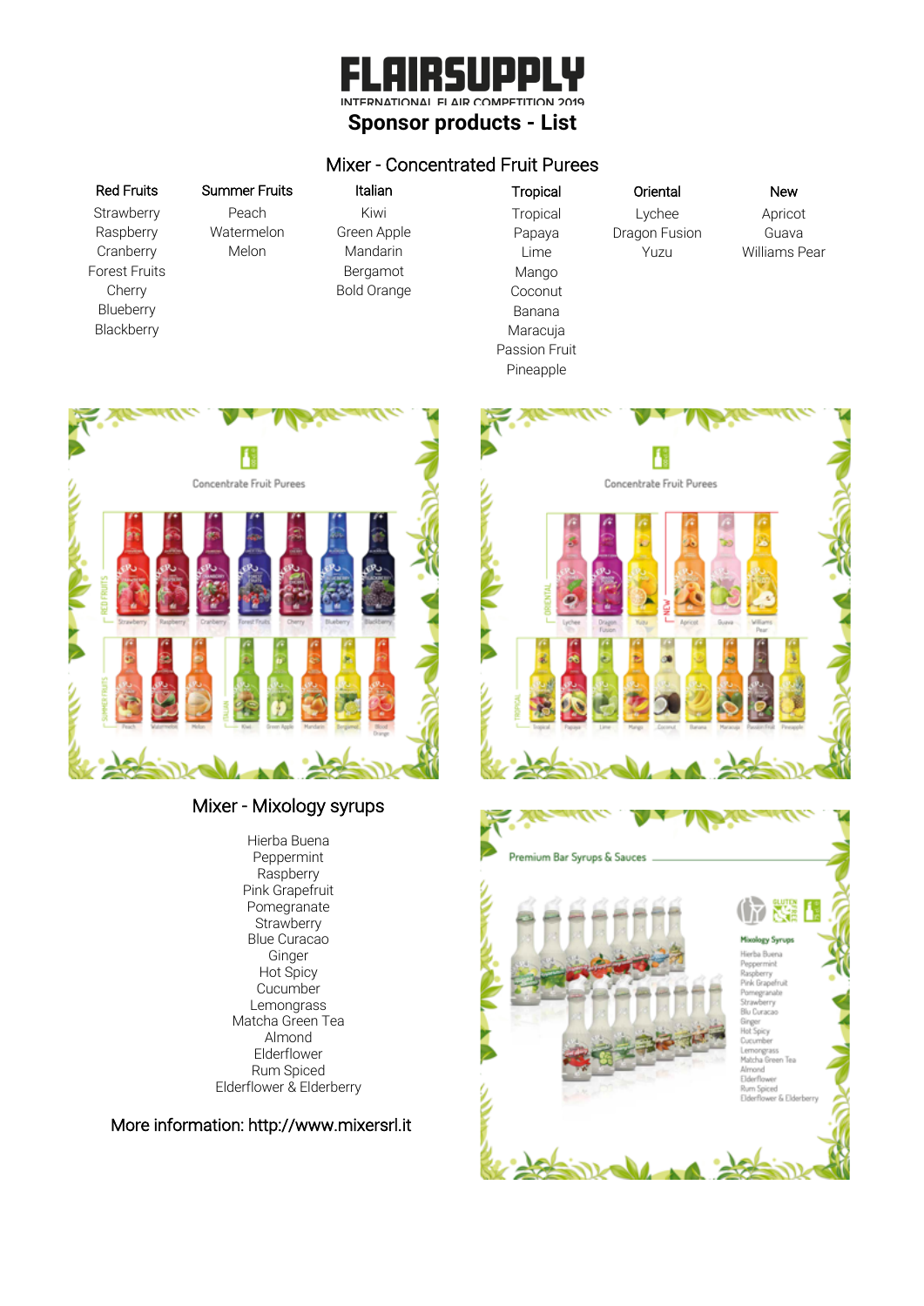# FLAIRSUPPLY

INTERNATIONAL FLAIR COMPETITION 2019

## Sponsor products - List

### Mixer - Concentrated Fruit Purees

| Red Fruits | Summer Fruits | Italian | Tropical | Oriental | New |
|---|---|---|---|---|---|
| Strawberry | Peach | Kiwi | Tropical | Lychee | Apricot |
| Raspberry | Watermelon | Green Apple | Papaya | Dragon Fusion | Guava |
| Cranberry | Melon | Mandarin | Lime | Yuzu | Williams Pear |
| Forest Fruits | | Bergamot | Mango | | |
| Cherry | | Bold Orange | Coconut | | |
| Blueberry | | | Banana | | |
| Blackberry | | | Maracuja | | |
| | | | Passion Fruit | | |
| | | | Pineapple | | |

### Mixer - Mixology syrups

Hierba Buena
Peppermint
Raspberry
Pink Grapefruit
Pomegranate
Strawberry
Blue Curacao
Ginger
Hot Spicy
Cucumber
Lemongrass
Matcha Green Tea
Almond
Elderflower
Rum Spiced
Elderflower & Elderberry

More information: http://www.mixersrl.it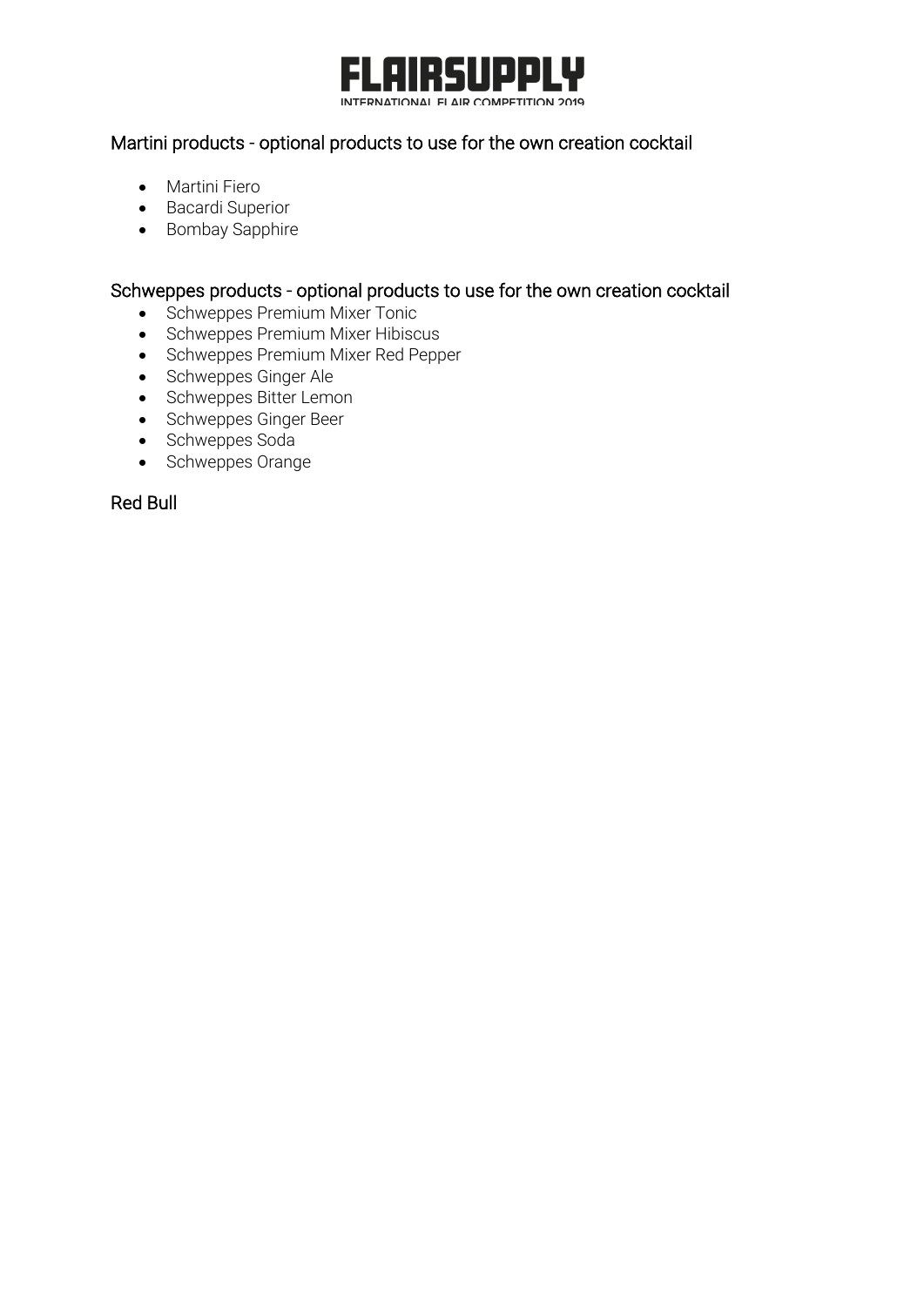Martini products - optional products to use for the own creation cocktail

- Martini Fiero
- Bacardi Superior
- Bombay Sapphire

Schweppes products - optional products to use for the own creation cocktail

- Schweppes Premium Mixer Tonic
- Schweppes Premium Mixer Hibiscus
- Schweppes Premium Mixer Red Pepper
- Schweppes Ginger Ale
- Schweppes Bitter Lemon
- Schweppes Ginger Beer
- Schweppes Soda
- Schweppes Orange

Red Bull